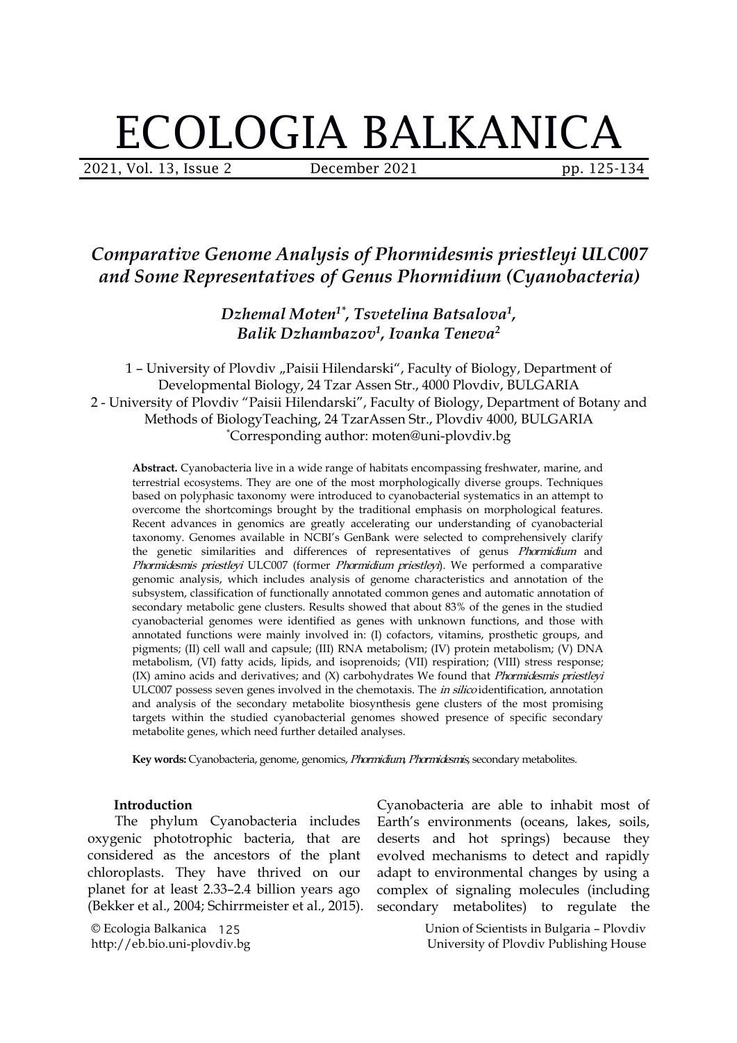# ECOLOGIA BALKANICA

## *Comparative Genome Analysis of Phormidesmis priestleyi ULC007 and Some Representatives of Genus Phormidium (Cyanobacteria)*

***Dzhemal Moten[1*], Tsvetelina Batsalova[1], Balik Dzhambazov[1], Ivanka Teneva[2]***

1 – University of Plovdiv „Paisii Hilendarski", Faculty of Biology, Department of Developmental Biology, 24 Tzar Assen Str., 4000 Plovdiv, BULGARIA
2 - University of Plovdiv "Paisii Hilendarski", Faculty of Biology, Department of Botany and Methods of BiologyTeaching, 24 TzarAssen Str., Plovdiv 4000, BULGARIA
*Corresponding author: moten@uni-plovdiv.bg

**Abstract.** Cyanobacteria live in a wide range of habitats encompassing freshwater, marine, and terrestrial ecosystems. They are one of the most morphologically diverse groups. Techniques based on polyphasic taxonomy were introduced to cyanobacterial systematics in an attempt to overcome the shortcomings brought by the traditional emphasis on morphological features. Recent advances in genomics are greatly accelerating our understanding of cyanobacterial taxonomy. Genomes available in NCBI's GenBank were selected to comprehensively clarify the genetic similarities and differences of representatives of genus *Phormidium* and *Phormidesmis priestleyi* ULC007 (former *Phormidium priestleyi*). We performed a comparative genomic analysis, which includes analysis of genome characteristics and annotation of the subsystem, classification of functionally annotated common genes and automatic annotation of secondary metabolic gene clusters. Results showed that about 83% of the genes in the studied cyanobacterial genomes were identified as genes with unknown functions, and those with annotated functions were mainly involved in: (I) cofactors, vitamins, prosthetic groups, and pigments; (II) cell wall and capsule; (III) RNA metabolism; (IV) protein metabolism; (V) DNA metabolism, (VI) fatty acids, lipids, and isoprenoids; (VII) respiration; (VIII) stress response; (IX) amino acids and derivatives; and (X) carbohydrates We found that *Phormidesmis priestleyi* ULC007 possess seven genes involved in the chemotaxis. The *in silico* identification, annotation and analysis of the secondary metabolite biosynthesis gene clusters of the most promising targets within the studied cyanobacterial genomes showed presence of specific secondary metabolite genes, which need further detailed analyses.

**Key words:** Cyanobacteria, genome, genomics, *Phormidium*, *Phormidesmis*, secondary metabolites.

### Introduction

The phylum Cyanobacteria includes oxygenic phototrophic bacteria, that are considered as the ancestors of the plant chloroplasts. They have thrived on our planet for at least 2.33–2.4 billion years ago (Bekker et al., 2004; Schirrmeister et al., 2015). Cyanobacteria are able to inhabit most of Earth's environments (oceans, lakes, soils, deserts and hot springs) because they evolved mechanisms to detect and rapidly adapt to environmental changes by using a complex of signaling molecules (including secondary metabolites) to regulate the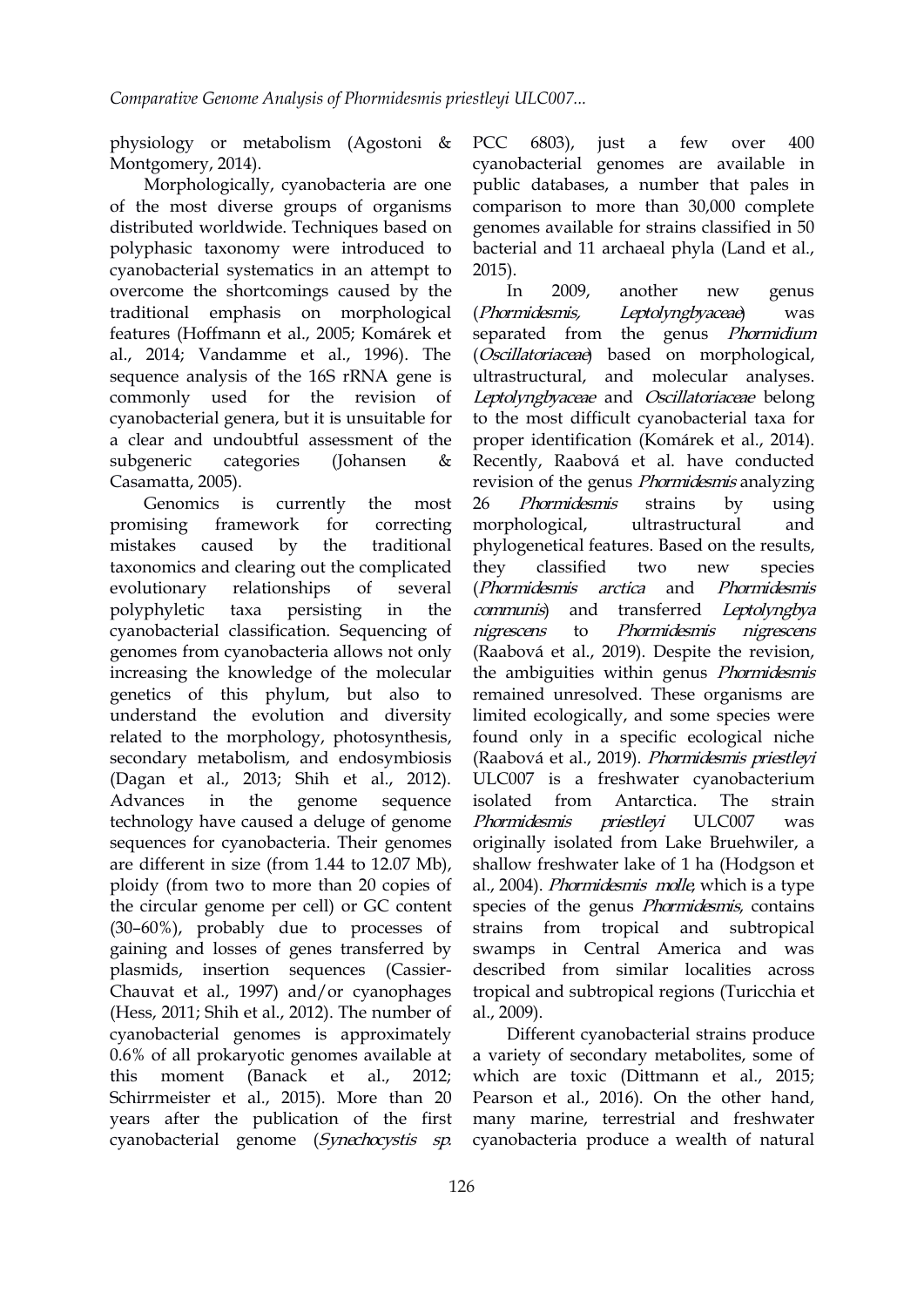physiology or metabolism (Agostoni & Montgomery, 2014).

Morphologically, cyanobacteria are one of the most diverse groups of organisms distributed worldwide. Techniques based on polyphasic taxonomy were introduced to cyanobacterial systematics in an attempt to overcome the shortcomings caused by the traditional emphasis on morphological features (Hoffmann et al., 2005; Komárek et al., 2014; Vandamme et al., 1996). The sequence analysis of the 16S rRNA gene is commonly used for the revision of cyanobacterial genera, but it is unsuitable for a clear and undoubtful assessment of the subgeneric categories (Johansen & Casamatta, 2005).

Genomics is currently the most promising framework for correcting mistakes caused by the traditional taxonomics and clearing out the complicated evolutionary relationships of several polyphyletic taxa persisting in the cyanobacterial classification. Sequencing of genomes from cyanobacteria allows not only increasing the knowledge of the molecular genetics of this phylum, but also to understand the evolution and diversity related to the morphology, photosynthesis, secondary metabolism, and endosymbiosis (Dagan et al., 2013; Shih et al., 2012). Advances in the genome sequence technology have caused a deluge of genome sequences for cyanobacteria. Their genomes are different in size (from 1.44 to 12.07 Mb), ploidy (from two to more than 20 copies of the circular genome per cell) or GC content (30–60%), probably due to processes of gaining and losses of genes transferred by plasmids, insertion sequences (Cassier-Chauvat et al., 1997) and/or cyanophages (Hess, 2011; Shih et al., 2012). The number of cyanobacterial genomes is approximately 0.6% of all prokaryotic genomes available at this moment (Banack et al., 2012; Schirrmeister et al., 2015). More than 20 years after the publication of the first cyanobacterial genome (*Synechocystis sp.* PCC 6803), just a few over 400 cyanobacterial genomes are available in public databases, a number that pales in comparison to more than 30,000 complete genomes available for strains classified in 50 bacterial and 11 archaeal phyla (Land et al., 2015).

In 2009, another new genus (*Phormidesmis, Leptolyngbyaceae*) was separated from the genus *Phormidium* (*Oscillatoriaceae*) based on morphological, ultrastructural, and molecular analyses. *Leptolyngbyaceae* and *Oscillatoriaceae* belong to the most difficult cyanobacterial taxa for proper identification (Komárek et al., 2014). Recently, Raabová et al. have conducted revision of the genus *Phormidesmis* analyzing 26 *Phormidesmis* strains by using morphological, ultrastructural and phylogenetical features. Based on the results, they classified two new species (*Phormidesmis arctica* and *Phormidesmis communis*) and transferred *Leptolyngbya nigrescens* to *Phormidesmis nigrescens* (Raabová et al., 2019). Despite the revision, the ambiguities within genus *Phormidesmis* remained unresolved. These organisms are limited ecologically, and some species were found only in a specific ecological niche (Raabová et al., 2019). *Phormidesmis priestleyi* ULC007 is a freshwater cyanobacterium isolated from Antarctica. The strain *Phormidesmis priestleyi* ULC007 was originally isolated from Lake Bruehwiler, a shallow freshwater lake of 1 ha (Hodgson et al., 2004). *Phormidesmis molle*, which is a type species of the genus *Phormidesmis*, contains strains from tropical and subtropical swamps in Central America and was described from similar localities across tropical and subtropical regions (Turicchia et al., 2009).

Different cyanobacterial strains produce a variety of secondary metabolites, some of which are toxic (Dittmann et al., 2015; Pearson et al., 2016). On the other hand, many marine, terrestrial and freshwater cyanobacteria produce a wealth of natural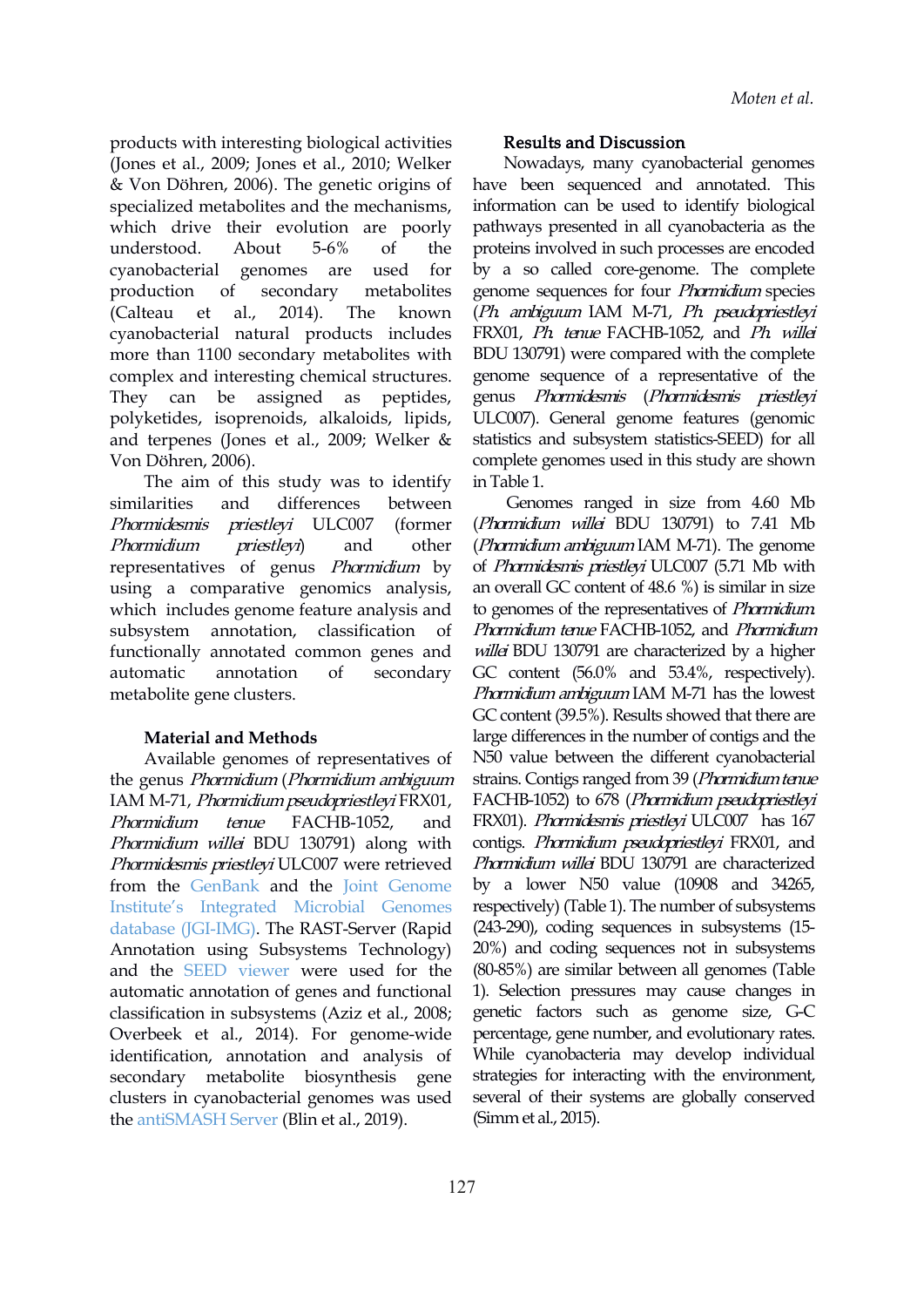products with interesting biological activities (Jones et al., 2009; Jones et al., 2010; Welker & Von Döhren, 2006). The genetic origins of specialized metabolites and the mechanisms, which drive their evolution are poorly understood. About 5-6% of the cyanobacterial genomes are used for production of secondary metabolites (Calteau et al., 2014). The known cyanobacterial natural products includes more than 1100 secondary metabolites with complex and interesting chemical structures. They can be assigned as peptides, polyketides, isoprenoids, alkaloids, lipids, and terpenes (Jones et al., 2009; Welker & Von Döhren, 2006).

The aim of this study was to identify similarities and differences between *Phormidesmis priestleyi* ULC007 (former *Phormidium priestleyi*) and other representatives of genus *Phormidium* by using a comparative genomics analysis, which includes genome feature analysis and subsystem annotation, classification of functionally annotated common genes and automatic annotation of secondary metabolite gene clusters.

## Material and Methods

Available genomes of representatives of the genus *Phormidium* (*Phormidium ambiguum* IAM M-71, *Phormidium pseudopriestleyi* FRX01, *Phormidium tenue* FACHB-1052, and *Phormidium willei* BDU 130791) along with *Phormidesmis priestleyi* ULC007 were retrieved from the GenBank and the Joint Genome Institute's Integrated Microbial Genomes database (JGI-IMG). The RAST-Server (Rapid Annotation using Subsystems Technology) and the SEED viewer were used for the automatic annotation of genes and functional classification in subsystems (Aziz et al., 2008; Overbeek et al., 2014). For genome-wide identification, annotation and analysis of secondary metabolite biosynthesis gene clusters in cyanobacterial genomes was used the antiSMASH Server (Blin et al., 2019).

## Results and Discussion

Nowadays, many cyanobacterial genomes have been sequenced and annotated. This information can be used to identify biological pathways presented in all cyanobacteria as the proteins involved in such processes are encoded by a so called core-genome. The complete genome sequences for four *Phormidium* species (*Ph. ambiguum* IAM M-71, *Ph. pseudopriestleyi* FRX01, *Ph. tenue* FACHB-1052, and *Ph. willei* BDU 130791) were compared with the complete genome sequence of a representative of the genus *Phormidesmis* (*Phormidesmis priestleyi* ULC007). General genome features (genomic statistics and subsystem statistics-SEED) for all complete genomes used in this study are shown in Table 1.

Genomes ranged in size from 4.60 Mb (*Phormidium willei* BDU 130791) to 7.41 Mb (*Phormidium ambiguum* IAM M-71). The genome of *Phormidesmis priestleyi* ULC007 (5.71 Mb with an overall GC content of 48.6 %) is similar in size to genomes of the representatives of *Phormidium*. *Phormidium tenue* FACHB-1052, and *Phormidium willei* BDU 130791 are characterized by a higher GC content (56.0% and 53.4%, respectively). *Phormidium ambiguum* IAM M-71 has the lowest GC content (39.5%). Results showed that there are large differences in the number of contigs and the N50 value between the different cyanobacterial strains. Contigs ranged from 39 (*Phormidium tenue* FACHB-1052) to 678 (*Phormidium pseudopriestleyi* FRX01). *Phormidesmis priestleyi* ULC007 has 167 contigs. *Phormidium pseudopriestleyi* FRX01, and *Phormidium willei* BDU 130791 are characterized by a lower N50 value (10908 and 34265, respectively) (Table 1). The number of subsystems (243-290), coding sequences in subsystems (15-20%) and coding sequences not in subsystems (80-85%) are similar between all genomes (Table 1). Selection pressures may cause changes in genetic factors such as genome size, G-C percentage, gene number, and evolutionary rates. While cyanobacteria may develop individual strategies for interacting with the environment, several of their systems are globally conserved (Simm et al., 2015).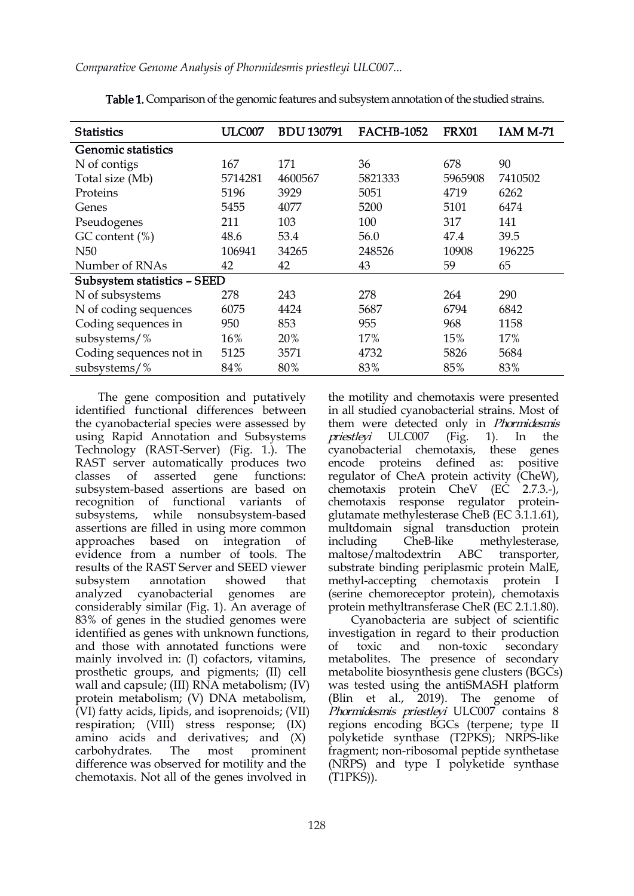**Table 1.** Comparison of the genomic features and subsystem annotation of the studied strains.

| Statistics | ULC007 | BDU 130791 | FACHB-1052 | FRX01 | IAM M-71 |
|---|---|---|---|---|---|
| **Genomic statistics** | | | | | |
| N of contigs | 167 | 171 | 36 | 678 | 90 |
| Total size (Mb) | 5714281 | 4600567 | 5821333 | 5965908 | 7410502 |
| Proteins | 5196 | 3929 | 5051 | 4719 | 6262 |
| Genes | 5455 | 4077 | 5200 | 5101 | 6474 |
| Pseudogenes | 211 | 103 | 100 | 317 | 141 |
| GC content (%) | 48.6 | 53.4 | 56.0 | 47.4 | 39.5 |
| N50 | 106941 | 34265 | 248526 | 10908 | 196225 |
| Number of RNAs | 42 | 42 | 43 | 59 | 65 |
| **Subsystem statistics – SEED** | | | | | |
| N of subsystems | 278 | 243 | 278 | 264 | 290 |
| N of coding sequences | 6075 | 4424 | 5687 | 6794 | 6842 |
| Coding sequences in subsystems/% | 950<br>16% | 853<br>20% | 955<br>17% | 968<br>15% | 1158<br>17% |
| Coding sequences not in subsystems/% | 5125<br>84% | 3571<br>80% | 4732<br>83% | 5826<br>85% | 5684<br>83% |

The gene composition and putatively identified functional differences between the cyanobacterial species were assessed by using Rapid Annotation and Subsystems Technology (RAST-Server) (Fig. 1.). The RAST server automatically produces two classes of asserted gene functions: subsystem-based assertions are based on recognition of functional variants of subsystems, while nonsubsystem-based assertions are filled in using more common approaches based on integration of evidence from a number of tools. The results of the RAST Server and SEED viewer subsystem annotation showed that analyzed cyanobacterial genomes are considerably similar (Fig. 1). An average of 83% of genes in the studied genomes were identified as genes with unknown functions, and those with annotated functions were mainly involved in: (I) cofactors, vitamins, prosthetic groups, and pigments; (II) cell wall and capsule; (III) RNA metabolism; (IV) protein metabolism; (V) DNA metabolism, (VI) fatty acids, lipids, and isoprenoids; (VII) respiration; (VIII) stress response; (IX) amino acids and derivatives; and (X) carbohydrates. The most prominent difference was observed for motility and the chemotaxis. Not all of the genes involved in the motility and chemotaxis were presented in all studied cyanobacterial strains. Most of them were detected only in *Phormidesmis priestleyi* ULC007 (Fig. 1). In the cyanobacterial chemotaxis, these genes encode proteins defined as: positive regulator of CheA protein activity (CheW), chemotaxis protein CheV (EC 2.7.3.-), chemotaxis response regulator protein-glutamate methylesterase CheB (EC 3.1.1.61), multdomain signal transduction protein including CheB-like methylesterase, maltose/maltodextrin ABC transporter, substrate binding periplasmic protein MalE, methyl-accepting chemotaxis protein I (serine chemoreceptor protein), chemotaxis protein methyltransferase CheR (EC 2.1.1.80).

Cyanobacteria are subject of scientific investigation in regard to their production of toxic and non-toxic secondary metabolites. The presence of secondary metabolite biosynthesis gene clusters (BGCs) was tested using the antiSMASH platform (Blin et al., 2019). The genome of *Phormidesmis priestleyi* ULC007 contains 8 regions encoding BGCs (terpene; type II polyketide synthase (T2PKS); NRPS-like fragment; non-ribosomal peptide synthetase (NRPS) and type I polyketide synthase (T1PKS)).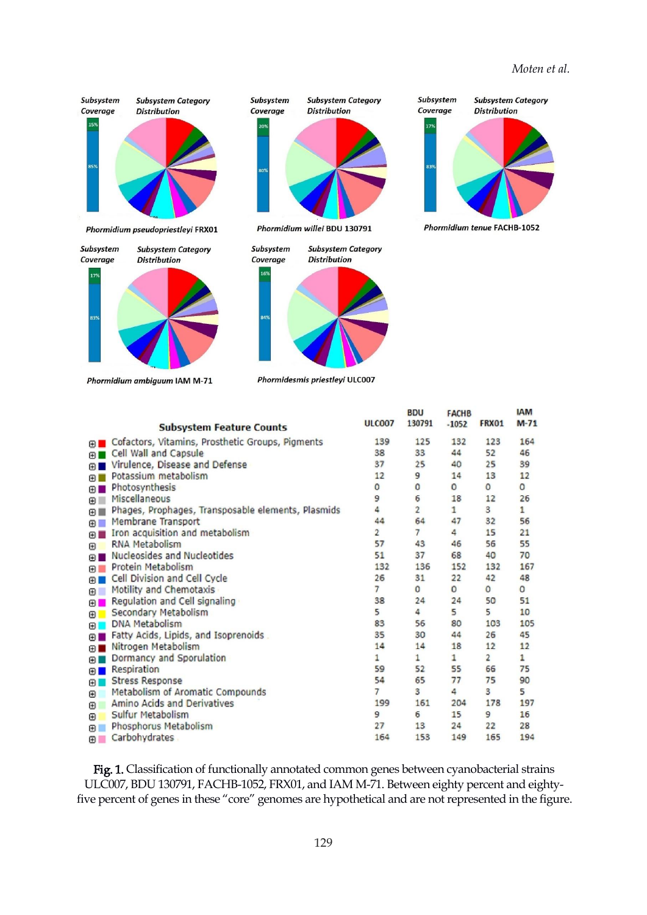| Subsystem Feature Counts | ULC007 | BDU 130791 | FACHB-1052 | FRX01 | IAM M-71 |
|---|---|---|---|---|---|
| Cofactors, Vitamins, Prosthetic Groups, Pigments | 139 | 125 | 132 | 123 | 164 |
| Cell Wall and Capsule | 38 | 33 | 44 | 52 | 46 |
| Virulence, Disease and Defense | 37 | 25 | 40 | 25 | 39 |
| Potassium metabolism | 12 | 9 | 14 | 13 | 12 |
| Photosynthesis | 0 | 0 | 0 | 0 | 0 |
| Miscellaneous | 9 | 6 | 18 | 12 | 26 |
| Phages, Prophages, Transposable elements, Plasmids | 4 | 2 | 1 | 3 | 1 |
| Membrane Transport | 44 | 64 | 47 | 32 | 56 |
| Iron acquisition and metabolism | 2 | 7 | 4 | 15 | 21 |
| RNA Metabolism | 57 | 43 | 46 | 56 | 55 |
| Nucleosides and Nucleotides | 51 | 37 | 68 | 40 | 70 |
| Protein Metabolism | 132 | 136 | 152 | 132 | 167 |
| Cell Division and Cell Cycle | 26 | 31 | 22 | 42 | 48 |
| Motility and Chemotaxis | 7 | 0 | 0 | 0 | 0 |
| Regulation and Cell signaling | 38 | 24 | 24 | 50 | 51 |
| Secondary Metabolism | 5 | 4 | 5 | 5 | 10 |
| DNA Metabolism | 83 | 56 | 80 | 103 | 105 |
| Fatty Acids, Lipids, and Isoprenoids | 35 | 30 | 44 | 26 | 45 |
| Nitrogen Metabolism | 14 | 14 | 18 | 12 | 12 |
| Dormancy and Sporulation | 1 | 1 | 1 | 2 | 1 |
| Respiration | 59 | 52 | 55 | 66 | 75 |
| Stress Response | 54 | 65 | 77 | 75 | 90 |
| Metabolism of Aromatic Compounds | 7 | 3 | 4 | 3 | 5 |
| Amino Acids and Derivatives | 199 | 161 | 204 | 178 | 197 |
| Sulfur Metabolism | 9 | 6 | 15 | 9 | 16 |
| Phosphorus Metabolism | 27 | 13 | 24 | 22 | 28 |
| Carbohydrates | 164 | 153 | 149 | 165 | 194 |

**Fig. 1.** Classification of functionally annotated common genes between cyanobacterial strains ULC007, BDU 130791, FACHB-1052, FRX01, and IAM M-71. Between eighty percent and eighty-five percent of genes in these "core" genomes are hypothetical and are not represented in the figure.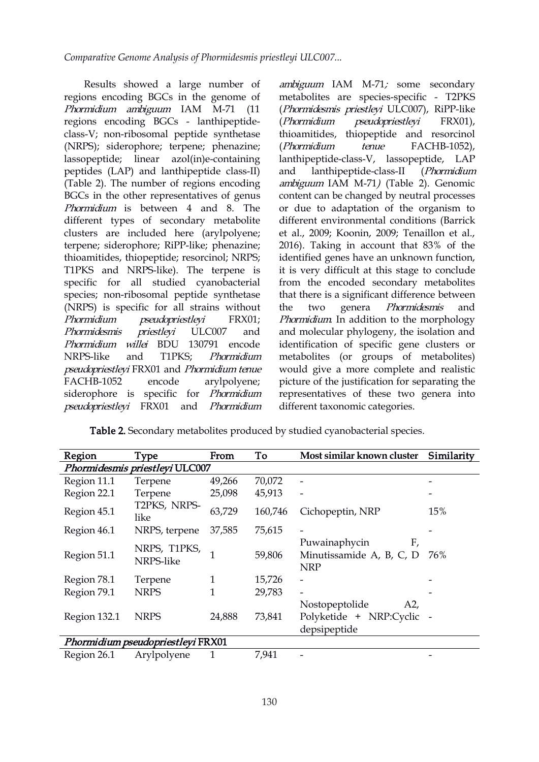Results showed a large number of regions encoding BGCs in the genome of *Phormidium ambiguum* IAM M-71 (11 regions encoding BGCs - lanthipeptide-class-V; non-ribosomal peptide synthetase (NRPS); siderophore; terpene; phenazine; lassopeptide; linear azol(in)e-containing peptides (LAP) and lanthipeptide class-II) (Table 2). The number of regions encoding BGCs in the other representatives of genus *Phormidium* is between 4 and 8. The different types of secondary metabolite clusters are included here (arylpolyene; terpene; siderophore; RiPP-like; phenazine; thioamitides, thiopeptide; resorcinol; NRPS; T1PKS and NRPS-like). The terpene is specific for all studied cyanobacterial species; non-ribosomal peptide synthetase (NRPS) is specific for all strains without *Phormidium pseudopriestleyi* FRX01; *Phormidesmis priestleyi* ULC007 and *Phormidium willei* BDU 130791 encode NRPS-like and T1PKS; *Phormidium pseudopriestleyi* FRX01 and *Phormidium tenue* FACHB-1052 encode arylpolyene; siderophore is specific for *Phormidium pseudopriestleyi* FRX01 and *Phormidium ambiguum* IAM M-71*;* some secondary metabolites are species-specific - T2PKS (*Phormidesmis priestleyi* ULC007), RiPP-like (*Phormidium pseudopriestleyi* FRX01), thioamitides, thiopeptide and resorcinol (*Phormidium tenue* FACHB-1052), lanthipeptide-class-V, lassopeptide, LAP and lanthipeptide-class-II (*Phormidium ambiguum* IAM M-71*)* (Table 2). Genomic content can be changed by neutral processes or due to adaptation of the organism to different environmental conditions (Barrick et al., 2009; Koonin, 2009; Tenaillon et al., 2016). Taking in account that 83% of the identified genes have an unknown function, it is very difficult at this stage to conclude from the encoded secondary metabolites that there is a significant difference between the two genera *Phormidesmis* and *Phormidium*. In addition to the morphology and molecular phylogeny, the isolation and identification of specific gene clusters or metabolites (or groups of metabolites) would give a more complete and realistic picture of the justification for separating the representatives of these two genera into different taxonomic categories.

**Table 2.** Secondary metabolites produced by studied cyanobacterial species.

| Region | Type | From | To | Most similar known cluster | Similarity |
|---|---|---|---|---|---|
| *Phormidesmis priestleyi* ULC007 | | | | | |
| Region 11.1 | Terpene | 49,266 | 70,072 | - | - |
| Region 22.1 | Terpene | 25,098 | 45,913 | - | - |
| Region 45.1 | T2PKS, NRPS-like | 63,729 | 160,746 | Cichopeptin, NRP | 15% |
| Region 46.1 | NRPS, terpene | 37,585 | 75,615 | - | - |
| Region 51.1 | NRPS, T1PKS, NRPS-like | 1 | 59,806 | Puwainaphycin F, Minutissamide A, B, C, D NRP | 76% |
| Region 78.1 | Terpene | 1 | 15,726 | - | - |
| Region 79.1 | NRPS | 1 | 29,783 | - | - |
| Region 132.1 | NRPS | 24,888 | 73,841 | Nostopeptolide A2, Polyketide + NRP:Cyclic depsipeptide | - |
| *Phormidium pseudopriestleyi* FRX01 | | | | | |
| Region 26.1 | Arylpolyene | 1 | 7,941 | - | - |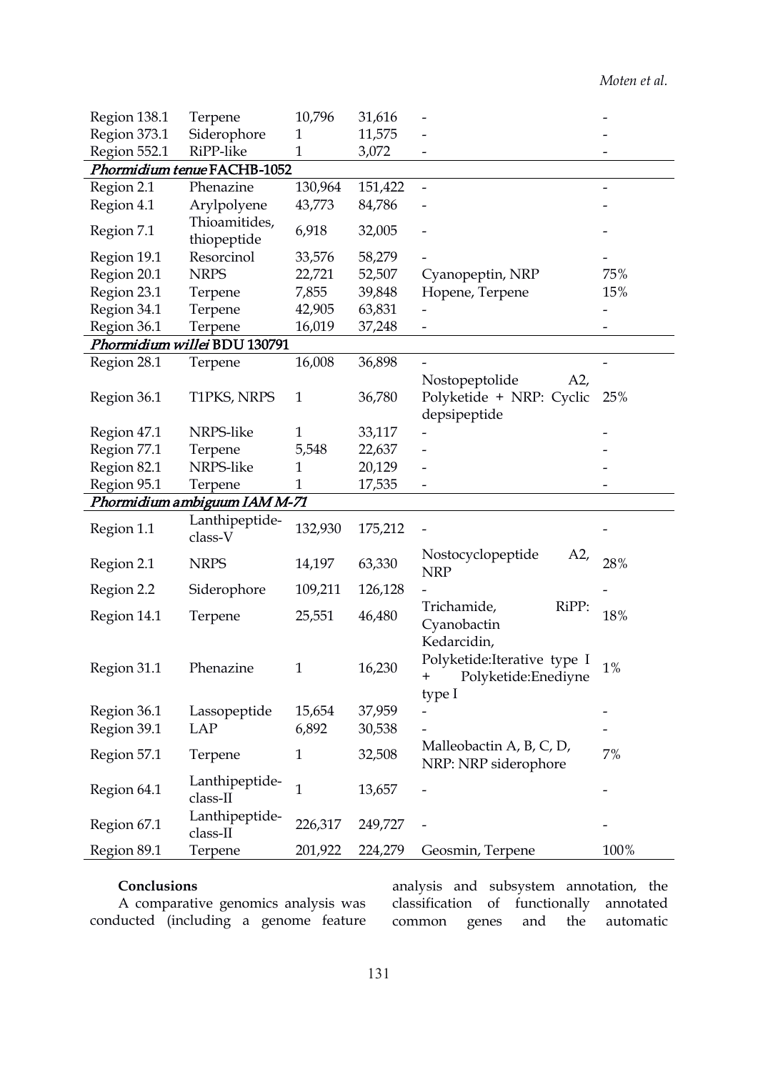| | | | | | |
|---|---|---|---|---|---|
| Region 138.1 | Terpene | 10,796 | 31,616 | - | - |
| Region 373.1 | Siderophore | 1 | 11,575 | - | - |
| Region 552.1 | RiPP-like | 1 | 3,072 | - | - |
| ***Phormidium tenue* FACHB-1052** | | | | | |
| Region 2.1 | Phenazine | 130,964 | 151,422 | - | - |
| Region 4.1 | Arylpolyene | 43,773 | 84,786 | - | - |
| Region 7.1 | Thioamitides, thiopeptide | 6,918 | 32,005 | - | - |
| Region 19.1 | Resorcinol | 33,576 | 58,279 | - | - |
| Region 20.1 | NRPS | 22,721 | 52,507 | Cyanopeptin, NRP | 75% |
| Region 23.1 | Terpene | 7,855 | 39,848 | Hopene, Terpene | 15% |
| Region 34.1 | Terpene | 42,905 | 63,831 | - | - |
| Region 36.1 | Terpene | 16,019 | 37,248 | - | - |
| ***Phormidium willei* BDU 130791** | | | | | |
| Region 28.1 | Terpene | 16,008 | 36,898 | - | - |
| Region 36.1 | T1PKS, NRPS | 1 | 36,780 | Nostopeptolide A2, Polyketide + NRP: Cyclic depsipeptide | 25% |
| Region 47.1 | NRPS-like | 1 | 33,117 | - | - |
| Region 77.1 | Terpene | 5,548 | 22,637 | - | - |
| Region 82.1 | NRPS-like | 1 | 20,129 | - | - |
| Region 95.1 | Terpene | 1 | 17,535 | - | - |
| ***Phormidium ambiguum* IAM M-71** | | | | | |
| Region 1.1 | Lanthipeptide-class-V | 132,930 | 175,212 | - | - |
| Region 2.1 | NRPS | 14,197 | 63,330 | Nostocyclopeptide A2, NRP | 28% |
| Region 2.2 | Siderophore | 109,211 | 126,128 | - | - |
| Region 14.1 | Terpene | 25,551 | 46,480 | Trichamide, RiPP: Cyanobactin | 18% |
| Region 31.1 | Phenazine | 1 | 16,230 | Kedarcidin, Polyketide:Iterative type I + Polyketide:Enediyne type I | 1% |
| Region 36.1 | Lassopeptide | 15,654 | 37,959 | - | - |
| Region 39.1 | LAP | 6,892 | 30,538 | - | - |
| Region 57.1 | Terpene | 1 | 32,508 | Malleobactin A, B, C, D, NRP: NRP siderophore | 7% |
| Region 64.1 | Lanthipeptide-class-II | 1 | 13,657 | - | - |
| Region 67.1 | Lanthipeptide-class-II | 226,317 | 249,727 | - | - |
| Region 89.1 | Terpene | 201,922 | 224,279 | Geosmin, Terpene | 100% |

## Conclusions

A comparative genomics analysis was conducted (including a genome feature analysis and subsystem annotation, the classification of functionally annotated common genes and the automatic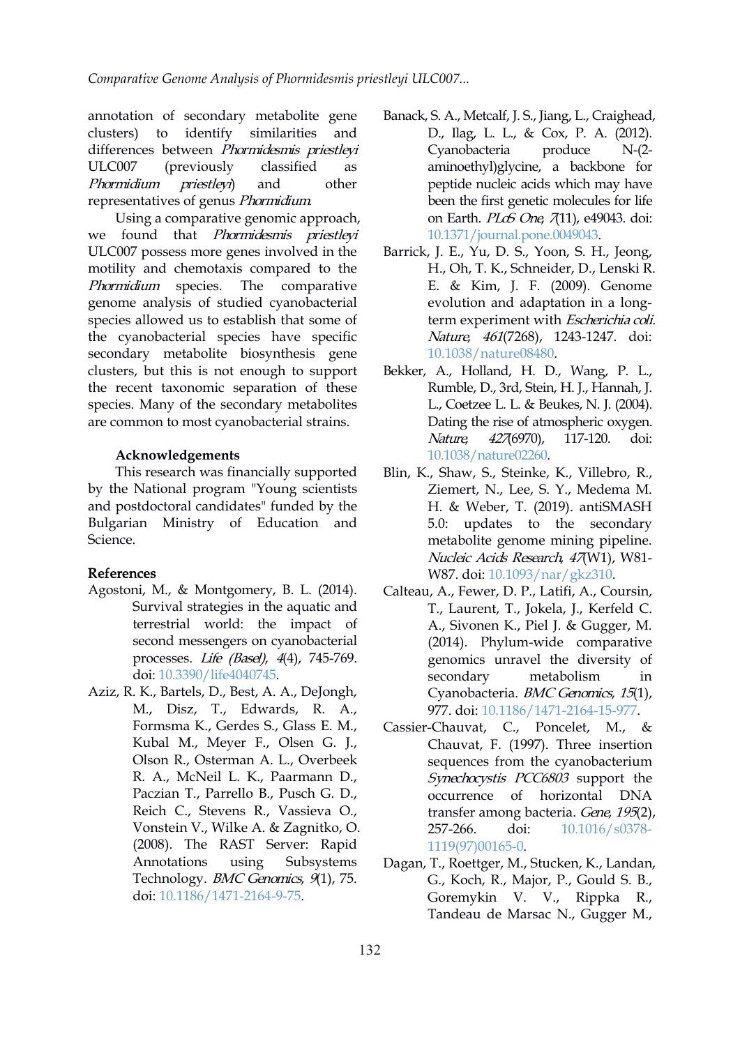annotation of secondary metabolite gene clusters) to identify similarities and differences between *Phormidesmis priestleyi* ULC007 (previously classified as *Phormidium priestleyi*) and other representatives of genus *Phormidium*.

Using a comparative genomic approach, we found that *Phormidesmis priestleyi* ULC007 possess more genes involved in the motility and chemotaxis compared to the *Phormidium* species. The comparative genome analysis of studied cyanobacterial species allowed us to establish that some of the cyanobacterial species have specific secondary metabolite biosynthesis gene clusters, but this is not enough to support the recent taxonomic separation of these species. Many of the secondary metabolites are common to most cyanobacterial strains.

### Acknowledgements

This research was financially supported by the National program "Young scientists and postdoctoral candidates" funded by the Bulgarian Ministry of Education and Science.

## References

Agostoni, M., & Montgomery, B. L. (2014). Survival strategies in the aquatic and terrestrial world: the impact of second messengers on cyanobacterial processes. *Life (Basel)*, *4*(4), 745-769. doi: 10.3390/life4040745.

Aziz, R. K., Bartels, D., Best, A. A., DeJongh, M., Disz, T., Edwards, R. A., Formsma K., Gerdes S., Glass E. M., Kubal M., Meyer F., Olsen G. J., Olson R., Osterman A. L., Overbeek R. A., McNeil L. K., Paarmann D., Paczian T., Parrello B., Pusch G. D., Reich C., Stevens R., Vassieva O., Vonstein V., Wilke A. & Zagnitko, O. (2008). The RAST Server: Rapid Annotations using Subsystems Technology. *BMC Genomics*, *9*(1), 75. doi: 10.1186/1471-2164-9-75.

Banack, S. A., Metcalf, J. S., Jiang, L., Craighead, D., Ilag, L. L., & Cox, P. A. (2012). Cyanobacteria produce N-(2-aminoethyl)glycine, a backbone for peptide nucleic acids which may have been the first genetic molecules for life on Earth. *PLoS One*, *7*(11), e49043. doi: 10.1371/journal.pone.0049043.

Barrick, J. E., Yu, D. S., Yoon, S. H., Jeong, H., Oh, T. K., Schneider, D., Lenski R. E. & Kim, J. F. (2009). Genome evolution and adaptation in a long-term experiment with *Escherichia coli*. *Nature*, *461*(7268), 1243-1247. doi: 10.1038/nature08480.

Bekker, A., Holland, H. D., Wang, P. L., Rumble, D., 3rd, Stein, H. J., Hannah, J. L., Coetzee L. L. & Beukes, N. J. (2004). Dating the rise of atmospheric oxygen. *Nature*, *427*(6970), 117-120. doi: 10.1038/nature02260.

Blin, K., Shaw, S., Steinke, K., Villebro, R., Ziemert, N., Lee, S. Y., Medema M. H. & Weber, T. (2019). antiSMASH 5.0: updates to the secondary metabolite genome mining pipeline. *Nucleic Acids Research*, *47*(W1), W81-W87. doi: 10.1093/nar/gkz310.

Calteau, A., Fewer, D. P., Latifi, A., Coursin, T., Laurent, T., Jokela, J., Kerfeld C. A., Sivonen K., Piel J. & Gugger, M. (2014). Phylum-wide comparative genomics unravel the diversity of secondary metabolism in Cyanobacteria. *BMC Genomics*, *15*(1), 977. doi: 10.1186/1471-2164-15-977.

Cassier-Chauvat, C., Poncelet, M., & Chauvat, F. (1997). Three insertion sequences from the cyanobacterium *Synechocystis PCC6803* support the occurrence of horizontal DNA transfer among bacteria. *Gene*, *195*(2), 257-266. doi: 10.1016/s0378-1119(97)00165-0.

Dagan, T., Roettger, M., Stucken, K., Landan, G., Koch, R., Major, P., Gould S. B., Goremykin V. V., Rippka R., Tandeau de Marsac N., Gugger M.,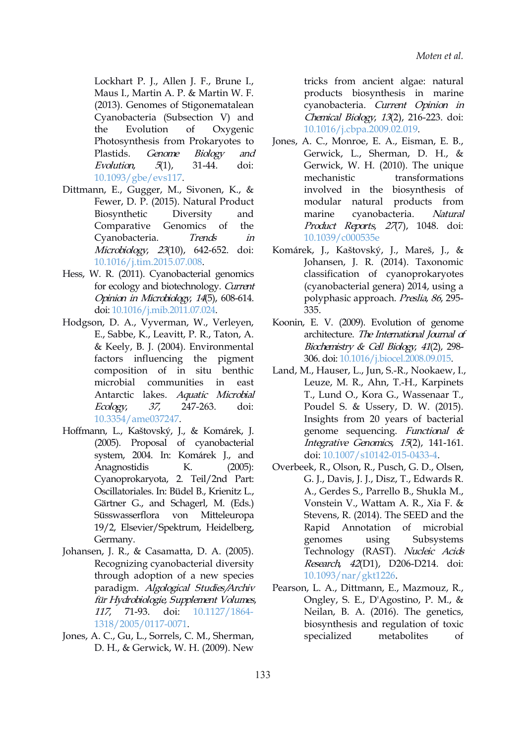Lockhart P. J., Allen J. F., Brune I., Maus I., Martin A. P. & Martin W. F. (2013). Genomes of Stigonematalean Cyanobacteria (Subsection V) and the Evolution of Oxygenic Photosynthesis from Prokaryotes to Plastids. *Genome Biology and Evolution*, *5*(1), 31-44. doi: 10.1093/gbe/evs117.

Dittmann, E., Gugger, M., Sivonen, K., & Fewer, D. P. (2015). Natural Product Biosynthetic Diversity and Comparative Genomics of the Cyanobacteria. *Trends in Microbiology*, *23*(10), 642-652. doi: 10.1016/j.tim.2015.07.008.

Hess, W. R. (2011). Cyanobacterial genomics for ecology and biotechnology. *Current Opinion in Microbiology*, *14*(5), 608-614. doi: 10.1016/j.mib.2011.07.024.

Hodgson, D. A., Vyverman, W., Verleyen, E., Sabbe, K., Leavitt, P. R., Taton, A. & Keely, B. J. (2004). Environmental factors influencing the pigment composition of in situ benthic microbial communities in east Antarctic lakes. *Aquatic Microbial Ecology*, *37*, 247-263. doi: 10.3354/ame037247.

Hoffmann, L., Kaštovský, J., & Komárek, J. (2005). Proposal of cyanobacterial system, 2004. In: Komárek J., and Anagnostidis K. (2005): Cyanoprokaryota, 2. Teil/2nd Part: Oscillatoriales. In: Büdel B., Krienitz L., Gärtner G., and Schagerl, M. (Eds.) Süsswasserflora von Mitteleuropa 19/2, Elsevier/Spektrum, Heidelberg, Germany.

Johansen, J. R., & Casamatta, D. A. (2005). Recognizing cyanobacterial diversity through adoption of a new species paradigm. *Algological Studies/Archiv für Hydrobiologie, Supplement Volumes*, *117*, 71-93. doi: 10.1127/1864-1318/2005/0117-0071.

Jones, A. C., Gu, L., Sorrels, C. M., Sherman, D. H., & Gerwick, W. H. (2009). New tricks from ancient algae: natural products biosynthesis in marine cyanobacteria. *Current Opinion in Chemical Biology*, *13*(2), 216-223. doi: 10.1016/j.cbpa.2009.02.019.

Jones, A. C., Monroe, E. A., Eisman, E. B., Gerwick, L., Sherman, D. H., & Gerwick, W. H. (2010). The unique mechanistic transformations involved in the biosynthesis of modular natural products from marine cyanobacteria. *Natural Product Reports*, *27*(7), 1048. doi: 10.1039/c000535e

Komárek, J., Kaštovský, J., Mareš, J., & Johansen, J. R. (2014). Taxonomic classification of cyanoprokaryotes (cyanobacterial genera) 2014, using a polyphasic approach. *Preslia*, *86*, 295-335.

Koonin, E. V. (2009). Evolution of genome architecture. *The International Journal of Biochemistry & Cell Biology*, *41*(2), 298-306. doi: 10.1016/j.biocel.2008.09.015.

Land, M., Hauser, L., Jun, S.-R., Nookaew, I., Leuze, M. R., Ahn, T.-H., Karpinets T., Lund O., Kora G., Wassenaar T., Poudel S. & Ussery, D. W. (2015). Insights from 20 years of bacterial genome sequencing. *Functional & Integrative Genomics*, *15*(2), 141-161. doi: 10.1007/s10142-015-0433-4.

Overbeek, R., Olson, R., Pusch, G. D., Olsen, G. J., Davis, J. J., Disz, T., Edwards R. A., Gerdes S., Parrello B., Shukla M., Vonstein V., Wattam A. R., Xia F. & Stevens, R. (2014). The SEED and the Rapid Annotation of microbial genomes using Subsystems Technology (RAST). *Nucleic Acids Research*, *42*(D1), D206-D214. doi: 10.1093/nar/gkt1226.

Pearson, L. A., Dittmann, E., Mazmouz, R., Ongley, S. E., D'Agostino, P. M., & Neilan, B. A. (2016). The genetics, biosynthesis and regulation of toxic specialized metabolites of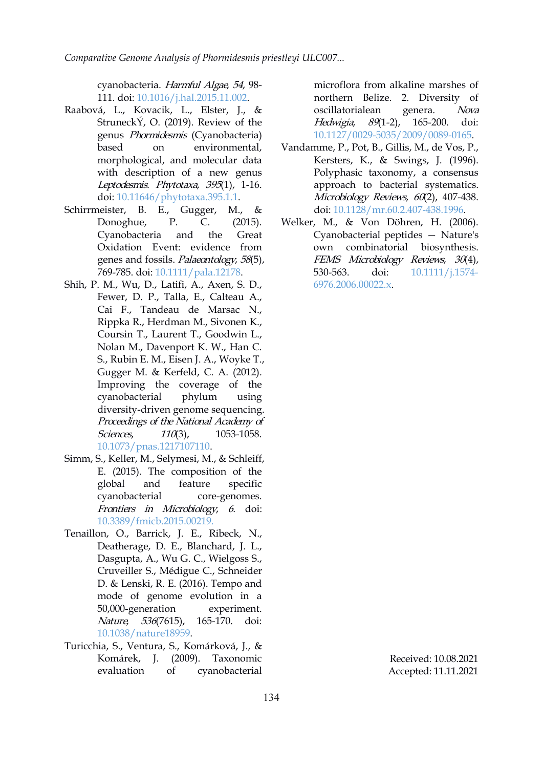cyanobacteria. *Harmful Algae*, *54*, 98-111. doi: 10.1016/j.hal.2015.11.002.

Raabová, L., Kovacik, L., Elster, J., & StruneckÝ, O. (2019). Review of the genus *Phormidesmis* (Cyanobacteria) based on environmental, morphological, and molecular data with description of a new genus *Leptodesmis*. *Phytotaxa*, *395*(1), 1-16. doi: 10.11646/phytotaxa.395.1.1.

Schirrmeister, B. E., Gugger, M., & Donoghue, P. C. (2015). Cyanobacteria and the Great Oxidation Event: evidence from genes and fossils. *Palaeontology*, *58*(5), 769-785. doi: 10.1111/pala.12178.

Shih, P. M., Wu, D., Latifi, A., Axen, S. D., Fewer, D. P., Talla, E., Calteau A., Cai F., Tandeau de Marsac N., Rippka R., Herdman M., Sivonen K., Coursin T., Laurent T., Goodwin L., Nolan M., Davenport K. W., Han C. S., Rubin E. M., Eisen J. A., Woyke T., Gugger M. & Kerfeld, C. A. (2012). Improving the coverage of the cyanobacterial phylum using diversity-driven genome sequencing. *Proceedings of the National Academy of Sciences*, *110*(3), 1053-1058. 10.1073/pnas.1217107110.

Simm, S., Keller, M., Selymesi, M., & Schleiff, E. (2015). The composition of the global and feature specific cyanobacterial core-genomes. *Frontiers in Microbiology*, *6*. doi: 10.3389/fmicb.2015.00219.

Tenaillon, O., Barrick, J. E., Ribeck, N., Deatherage, D. E., Blanchard, J. L., Dasgupta, A., Wu G. C., Wielgoss S., Cruveiller S., Médigue C., Schneider D. & Lenski, R. E. (2016). Tempo and mode of genome evolution in a 50,000-generation experiment. *Nature*, *536*(7615), 165-170. doi: 10.1038/nature18959.

Turicchia, S., Ventura, S., Komárková, J., & Komárek, J. (2009). Taxonomic evaluation of cyanobacterial microflora from alkaline marshes of northern Belize. 2. Diversity of oscillatorialean genera. *Nova Hedwigia*, *89*(1-2), 165-200. doi: 10.1127/0029-5035/2009/0089-0165.

Vandamme, P., Pot, B., Gillis, M., de Vos, P., Kersters, K., & Swings, J. (1996). Polyphasic taxonomy, a consensus approach to bacterial systematics. *Microbiology Reviews*, *60*(2), 407-438. doi: 10.1128/mr.60.2.407-438.1996.

Welker, M., & Von Döhren, H. (2006). Cyanobacterial peptides — Nature's own combinatorial biosynthesis. *FEMS Microbiology Reviews*, *30*(4), 530-563. doi: 10.1111/j.1574-6976.2006.00022.x.

Received: 10.08.2021
Accepted: 11.11.2021